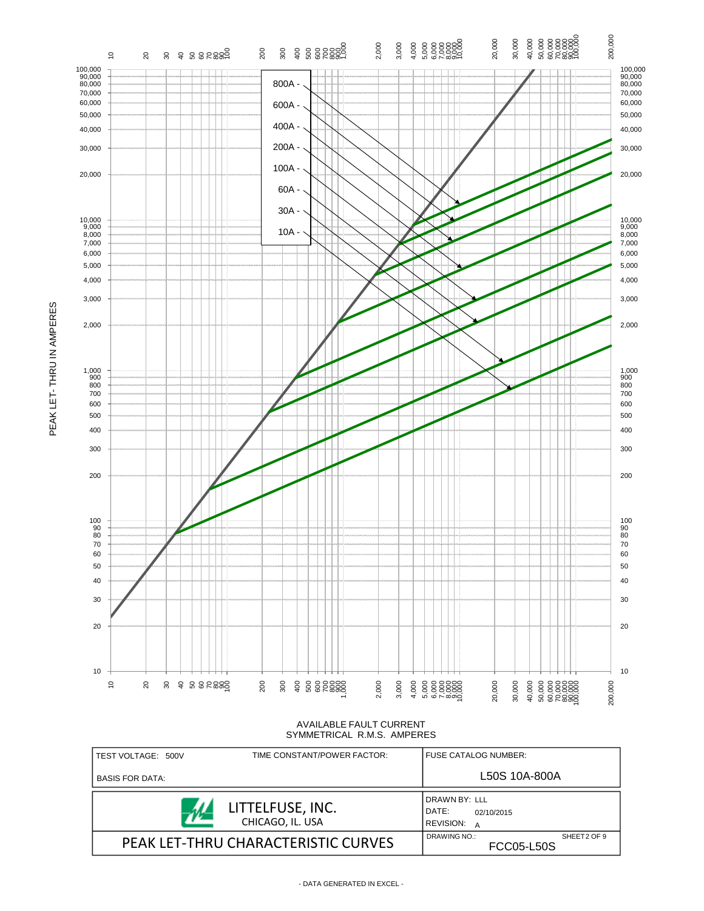PEAK LET-THRU IN AMPERES

800A -
600A -
400A -
200A -
100A -
60A -
30A -
10A -

AVAILABLE FAULT CURRENT
SYMMETRICAL R.M.S. AMPERES

| TEST VOLTAGE: 500V | TIME CONSTANT/POWER FACTOR: | FUSE CATALOG NUMBER: |
|---|---|---|
| BASIS FOR DATA: | | L50S 10A-800A |
| LITTELFUSE, INC. CHICAGO, IL. USA | | DRAWN BY: LLL<br>DATE: 02/10/2015<br>REVISION: A |
| PEAK LET-THRU CHARACTERISTIC CURVES | | DRAWING NO.: FCC05-L50S SHEET 2 OF 9 |

- DATA GENERATED IN EXCEL -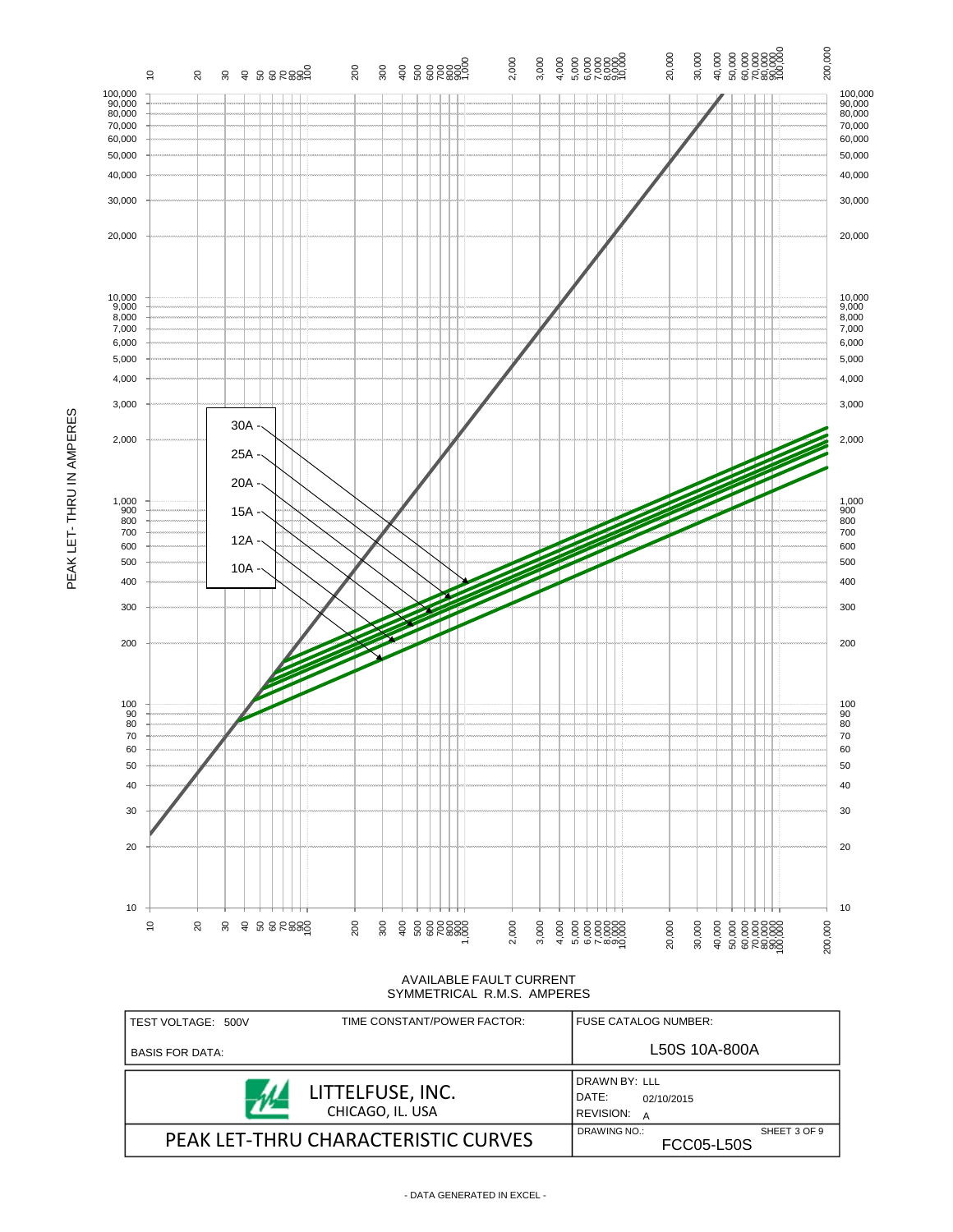PEAK LET- THRU IN AMPERES

30A
25A
20A
15A
12A
10A

AVAILABLE FAULT CURRENT
SYMMETRICAL R.M.S. AMPERES

| TEST VOLTAGE: 500V | TIME CONSTANT/POWER FACTOR: | FUSE CATALOG NUMBER: |
|---|---|---|
| BASIS FOR DATA: | | L50S 10A-800A |
| LITTELFUSE, INC. CHICAGO, IL. USA | | DRAWN BY: LLL<br>DATE: 02/10/2015<br>REVISION: A |
| PEAK LET-THRU CHARACTERISTIC CURVES | | DRAWING NO.: FCC05-L50S SHEET 3 OF 9 |

- DATA GENERATED IN EXCEL -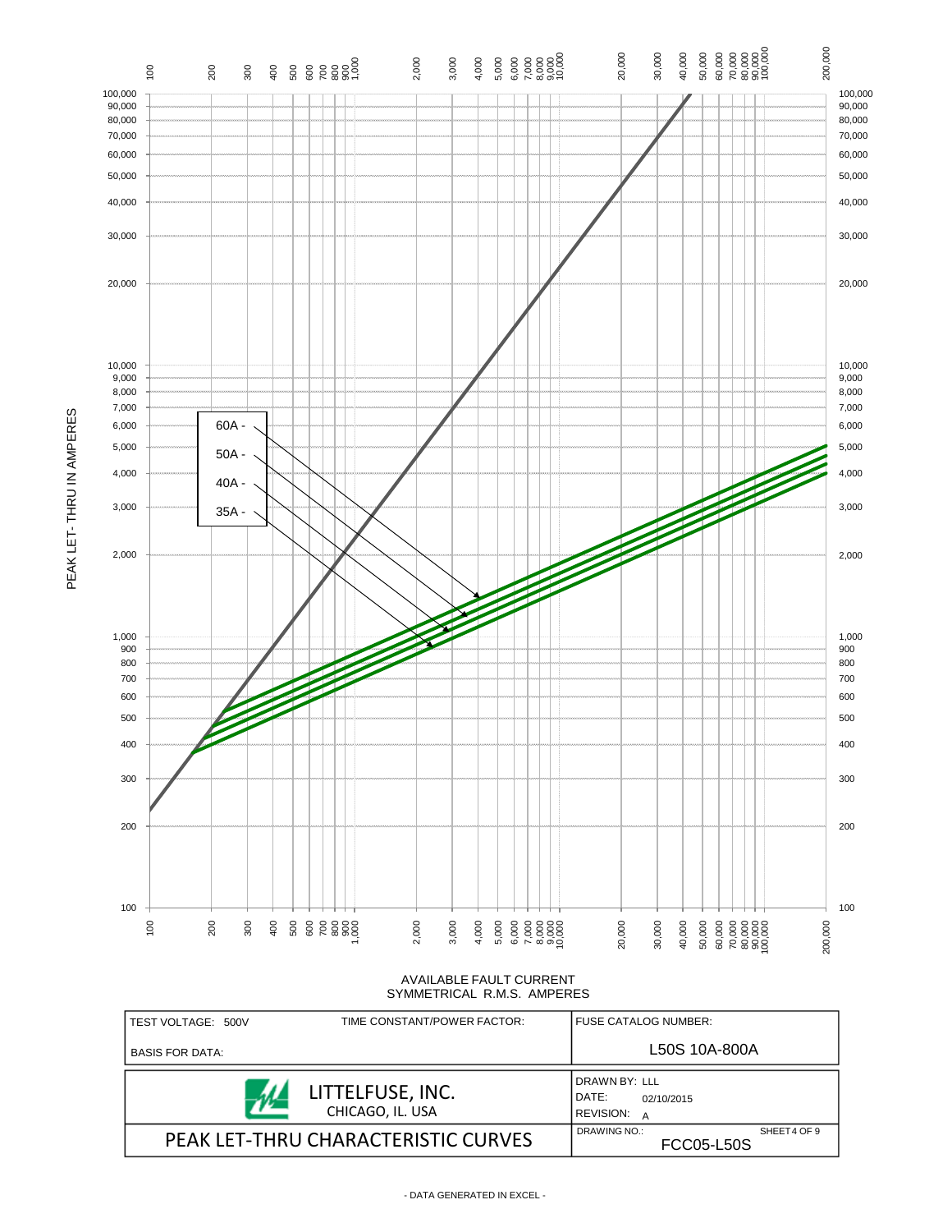PEAK LET-THRU IN AMPERES

60A -
50A -
40A -
35A -

AVAILABLE FAULT CURRENT
SYMMETRICAL R.M.S. AMPERES

| TEST VOLTAGE: 500V | TIME CONSTANT/POWER FACTOR: | FUSE CATALOG NUMBER: |
|---|---|---|
| BASIS FOR DATA: | | L50S 10A-800A |
| LITTELFUSE, INC. CHICAGO, IL. USA | | DRAWN BY: LLL<br>DATE: 02/10/2015<br>REVISION: A |
| PEAK LET-THRU CHARACTERISTIC CURVES | | DRAWING NO.: FCC05-L50S SHEET 4 OF 9 |

- DATA GENERATED IN EXCEL -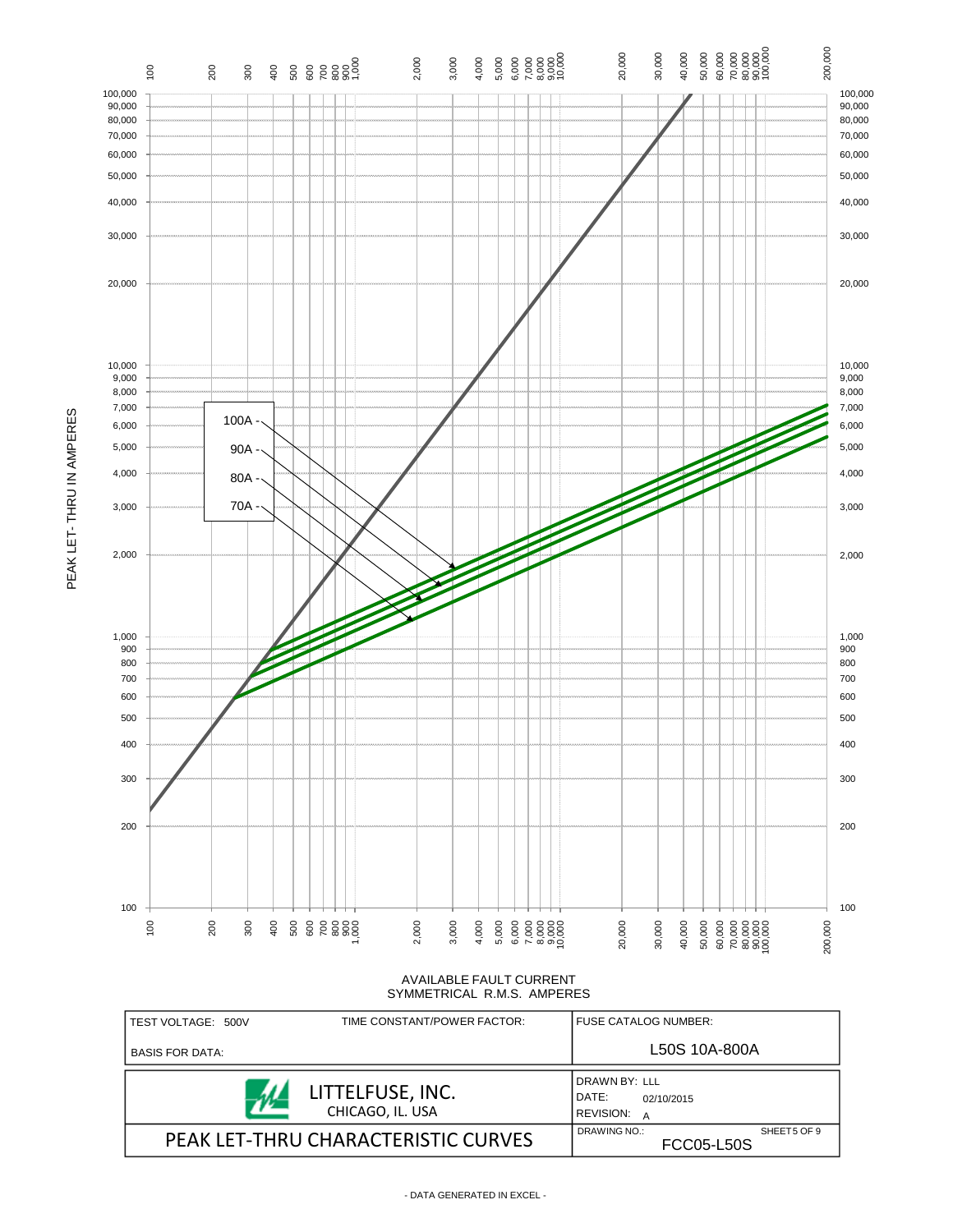PEAK LET-THRU IN AMPERES

100A -
90A -
80A -
70A -

AVAILABLE FAULT CURRENT
SYMMETRICAL R.M.S. AMPERES

| TEST VOLTAGE: 500V | TIME CONSTANT/POWER FACTOR: | FUSE CATALOG NUMBER: |
|---|---|---|
| BASIS FOR DATA: | | L50S 10A-800A |

| LITTELFUSE, INC. CHICAGO, IL. USA | DRAWN BY: LLL<br>DATE: 02/10/2015<br>REVISION: A |
|---|---|
| PEAK LET-THRU CHARACTERISTIC CURVES | DRAWING NO.: FCC05-L50S SHEET 5 OF 9 |

- DATA GENERATED IN EXCEL -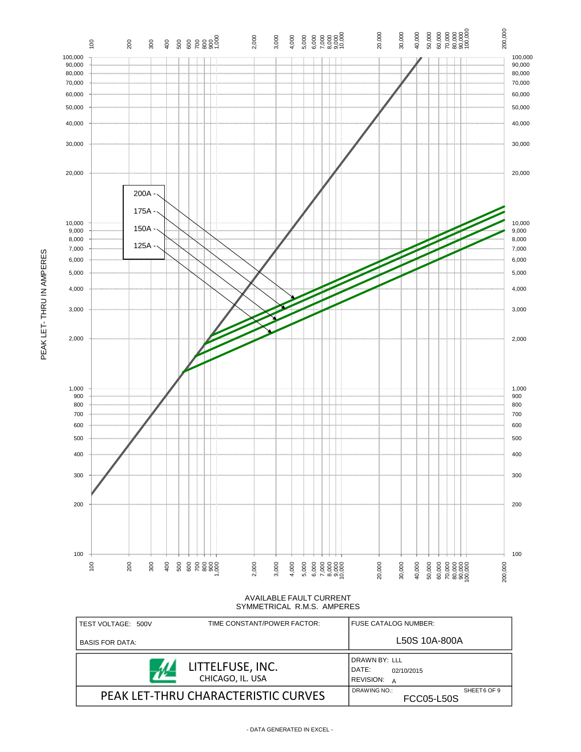PEAK LET-THRU IN AMPERES

200A -
175A -
150A -
125A -

AVAILABLE FAULT CURRENT
SYMMETRICAL R.M.S. AMPERES

| TEST VOLTAGE: 500V | TIME CONSTANT/POWER FACTOR: | FUSE CATALOG NUMBER: |
| --- | --- | --- |
| BASIS FOR DATA: | | L50S 10A-800A |

| LITTELFUSE, INC. CHICAGO, IL. USA | DRAWN BY: LLL DATE: 02/10/2015 REVISION: A |
| --- | --- |
| PEAK LET-THRU CHARACTERISTIC CURVES | DRAWING NO.: FCC05-L50S SHEET 6 OF 9 |

- DATA GENERATED IN EXCEL -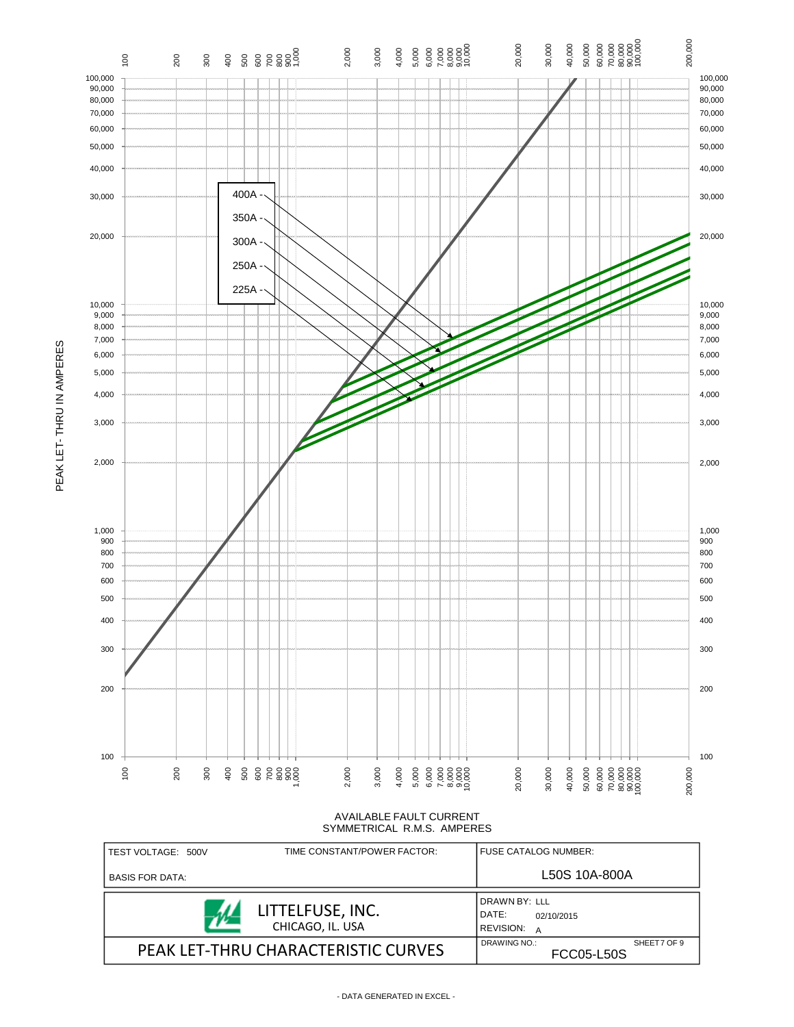PEAK LET-THRU IN AMPERES

400A
350A
300A
250A
225A

AVAILABLE FAULT CURRENT
SYMMETRICAL R.M.S. AMPERES

| TEST VOLTAGE: 500V | TIME CONSTANT/POWER FACTOR: | FUSE CATALOG NUMBER: |
|---|---|---|
| BASIS FOR DATA: | | L50S 10A-800A |

| LITTELFUSE, INC. CHICAGO, IL. USA | DRAWN BY: LLL<br>DATE: 02/10/2015<br>REVISION: A |
|---|---|
| PEAK LET-THRU CHARACTERISTIC CURVES | DRAWING NO.: FCC05-L50S SHEET 7 OF 9 |

- DATA GENERATED IN EXCEL -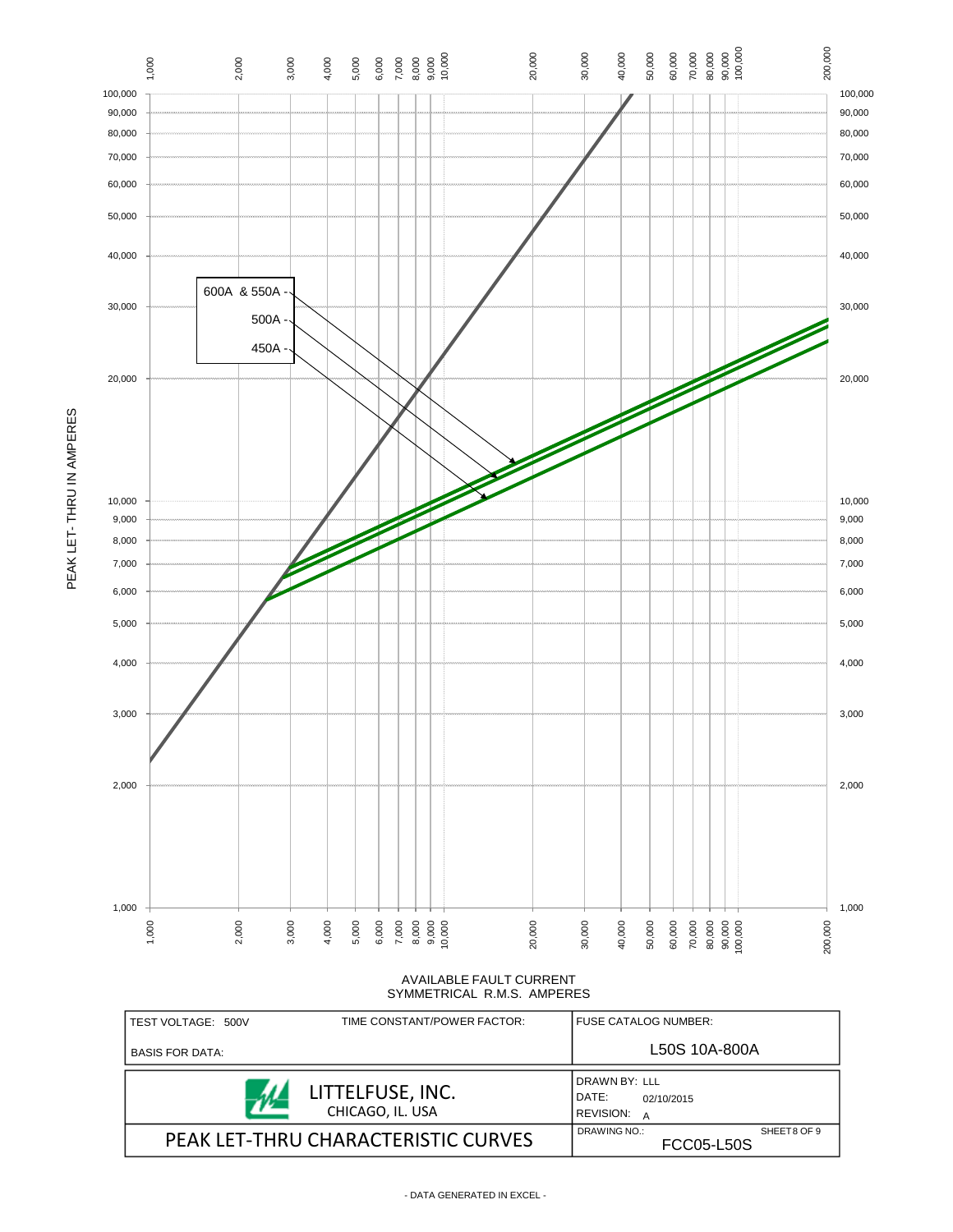PEAK LET- THRU IN AMPERES

600A & 550A
500A
450A

AVAILABLE FAULT CURRENT
SYMMETRICAL R.M.S. AMPERES

| TEST VOLTAGE: 500V | TIME CONSTANT/POWER FACTOR: | FUSE CATALOG NUMBER: |
|---|---|---|
| BASIS FOR DATA: | | L50S 10A-800A |

| LITTELFUSE, INC. CHICAGO, IL. USA | DRAWN BY: LLL DATE: 02/10/2015 REVISION: A |
|---|---|
| PEAK LET-THRU CHARACTERISTIC CURVES | DRAWING NO.: FCC05-L50S SHEET 8 OF 9 |

- DATA GENERATED IN EXCEL -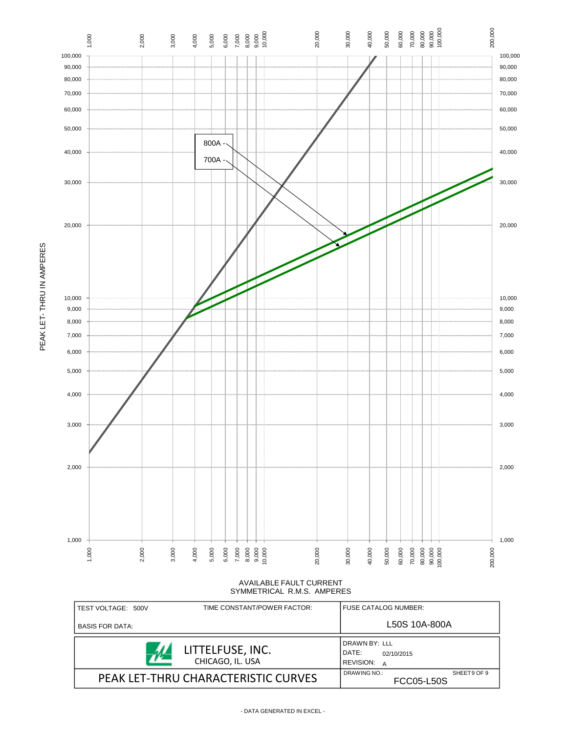PEAK LET- THRU IN AMPERES

100,000
90,000
80,000
70,000
60,000
50,000
40,000
30,000
20,000
10,000
9,000
8,000
7,000
6,000
5,000
4,000
3,000
2,000
1,000

1,000
2,000
3,000
4,000
5,000
6,000
7,000
8,000
9,000
10,000
20,000
30,000
40,000
50,000
60,000
70,000
80,000
90,000
100,000
200,000

800A -
700A -

AVAILABLE FAULT CURRENT
SYMMETRICAL R.M.S. AMPERES

| | |
|---|---|
| TEST VOLTAGE: 500V &nbsp;&nbsp; TIME CONSTANT/POWER FACTOR: | FUSE CATALOG NUMBER: |
| BASIS FOR DATA: | L50S 10A-800A |
| LITTELFUSE, INC. CHICAGO, IL. USA | DRAWN BY: LLL<br>DATE: 02/10/2015<br>REVISION: A |
| PEAK LET-THRU CHARACTERISTIC CURVES | DRAWING NO.: FCC05-L50S &nbsp;&nbsp; SHEET 9 OF 9 |

- DATA GENERATED IN EXCEL -